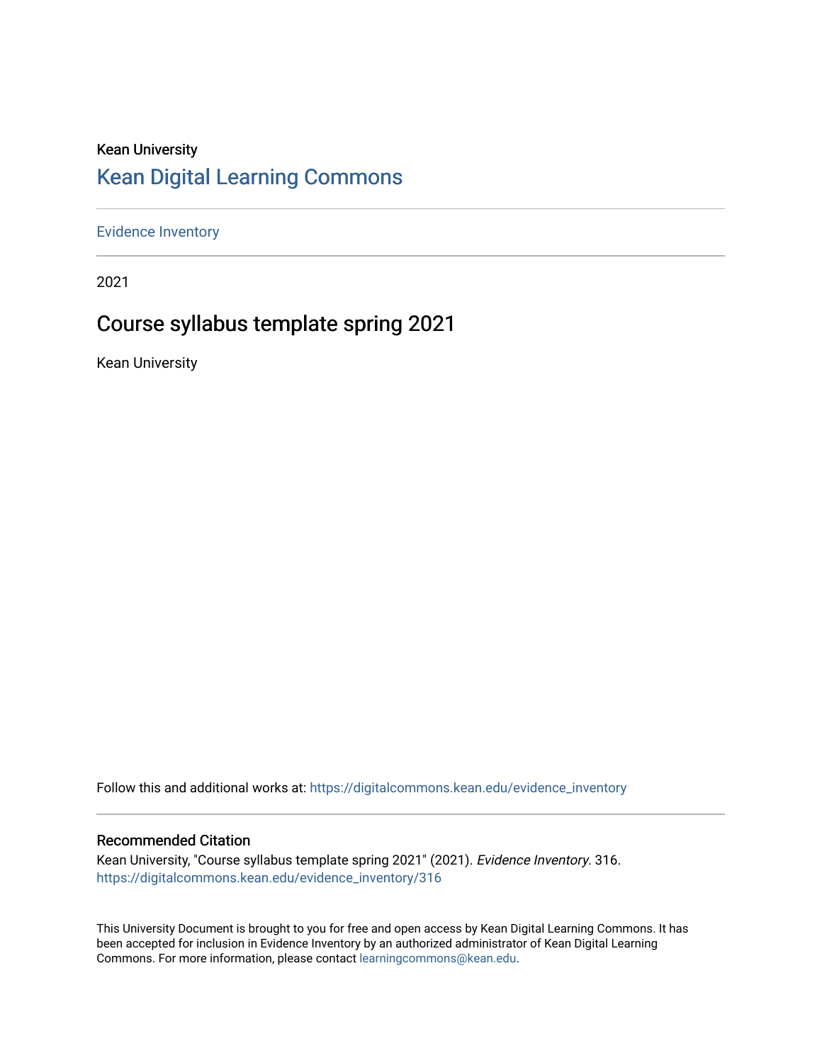Kean University

## Kean Digital Learning Commons

Evidence Inventory

2021

# Course syllabus template spring 2021

Kean University

Follow this and additional works at: https://digitalcommons.kean.edu/evidence_inventory

### Recommended Citation

Kean University, "Course syllabus template spring 2021" (2021). *Evidence Inventory*. 316.
https://digitalcommons.kean.edu/evidence_inventory/316

This University Document is brought to you for free and open access by Kean Digital Learning Commons. It has been accepted for inclusion in Evidence Inventory by an authorized administrator of Kean Digital Learning Commons. For more information, please contact learningcommons@kean.edu.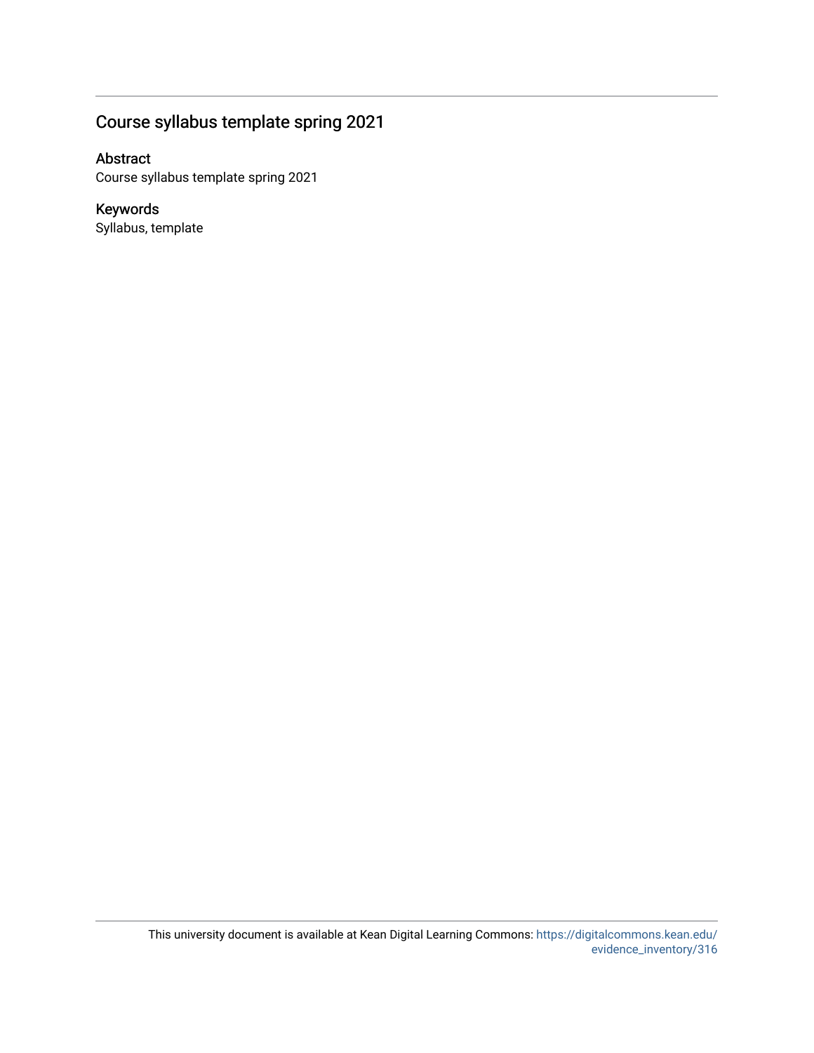## Course syllabus template spring 2021

### Abstract

Course syllabus template spring 2021

### Keywords

Syllabus, template

This university document is available at Kean Digital Learning Commons: https://digitalcommons.kean.edu/evidence_inventory/316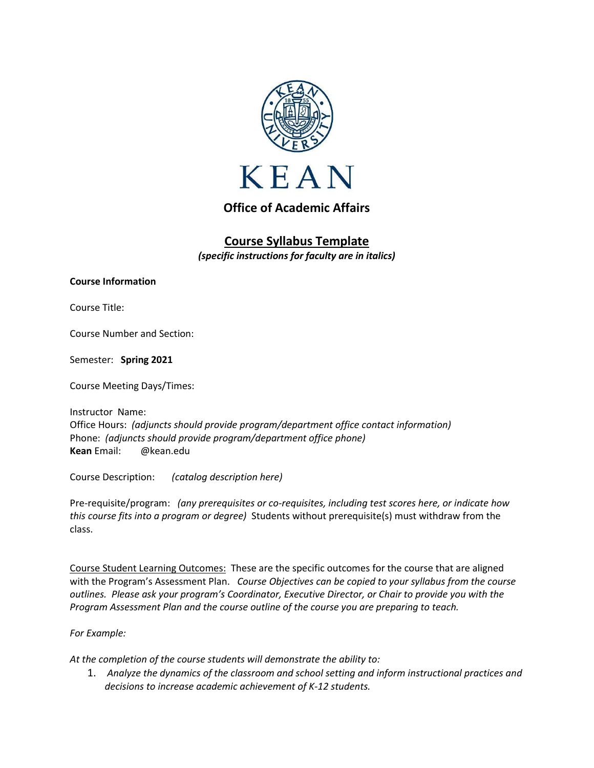KEAN

## Office of Academic Affairs

## Course Syllabus Template

***(specific instructions for faculty are in italics)***

**Course Information**

Course Title:

Course Number and Section:

Semester: **Spring 2021**

Course Meeting Days/Times:

Instructor Name:
Office Hours: *(adjuncts should provide program/department office contact information)*
Phone: *(adjuncts should provide program/department office phone)*
**Kean** Email: @kean.edu

Course Description: *(catalog description here)*

Pre-requisite/program: *(any prerequisites or co-requisites, including test scores here, or indicate how this course fits into a program or degree)* Students without prerequisite(s) must withdraw from the class.

Course Student Learning Outcomes: These are the specific outcomes for the course that are aligned with the Program's Assessment Plan. *Course Objectives can be copied to your syllabus from the course outlines. Please ask your program's Coordinator, Executive Director, or Chair to provide you with the Program Assessment Plan and the course outline of the course you are preparing to teach.*

*For Example:*

*At the completion of the course students will demonstrate the ability to:*

1. *Analyze the dynamics of the classroom and school setting and inform instructional practices and decisions to increase academic achievement of K-12 students.*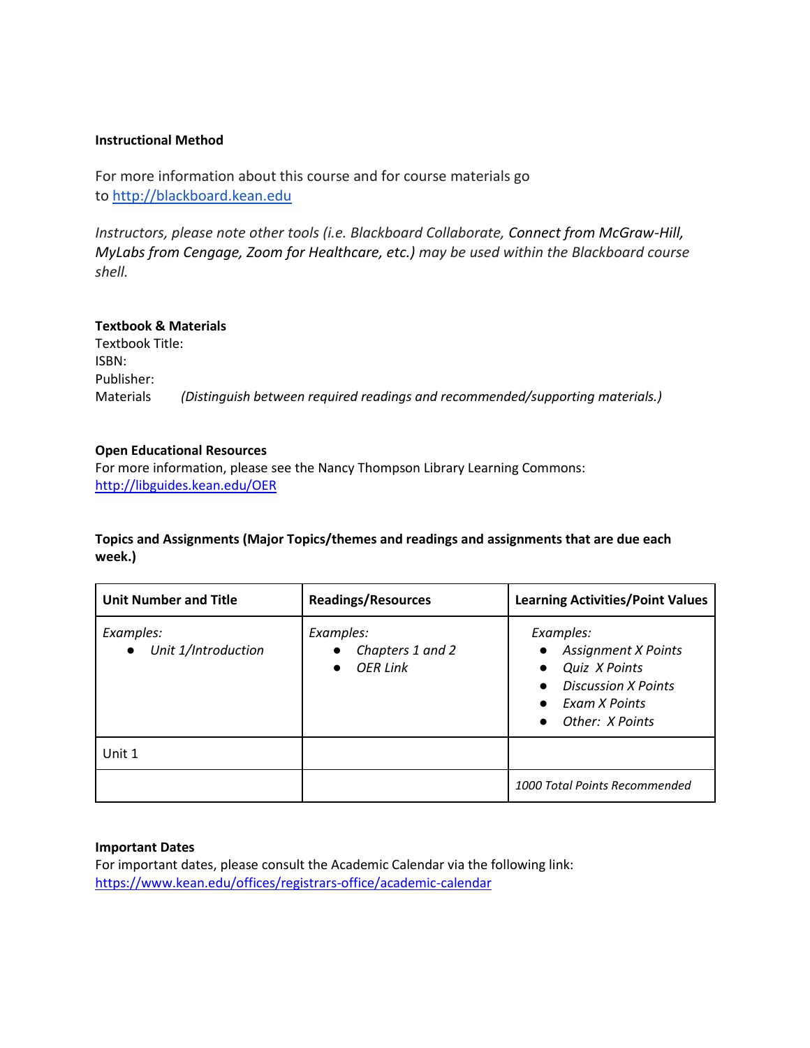**Instructional Method**

For more information about this course and for course materials go to http://blackboard.kean.edu

*Instructors, please note other tools (i.e. Blackboard Collaborate,* Connect from McGraw-Hill, MyLabs from Cengage, Zoom for Healthcare, etc.) *may be used within the Blackboard course shell.*

**Textbook & Materials**
Textbook Title:
ISBN:
Publisher:
Materials *(Distinguish between required readings and recommended/supporting materials.)*

**Open Educational Resources**
For more information, please see the Nancy Thompson Library Learning Commons: http://libguides.kean.edu/OER

**Topics and Assignments (Major Topics/themes and readings and assignments that are due each week.)**

| **Unit Number and Title** | **Readings/Resources** | **Learning Activities/Point Values** |
| --- | --- | --- |
| *Examples:*<br>• *Unit 1/Introduction* | *Examples:*<br>• *Chapters 1 and 2*<br>• *OER Link* | *Examples:*<br>• *Assignment X Points*<br>• *Quiz X Points*<br>• *Discussion X Points*<br>• *Exam X Points*<br>• *Other: X Points* |
| Unit 1 | | |
| | | *1000 Total Points Recommended* |

**Important Dates**
For important dates, please consult the Academic Calendar via the following link: https://www.kean.edu/offices/registrars-office/academic-calendar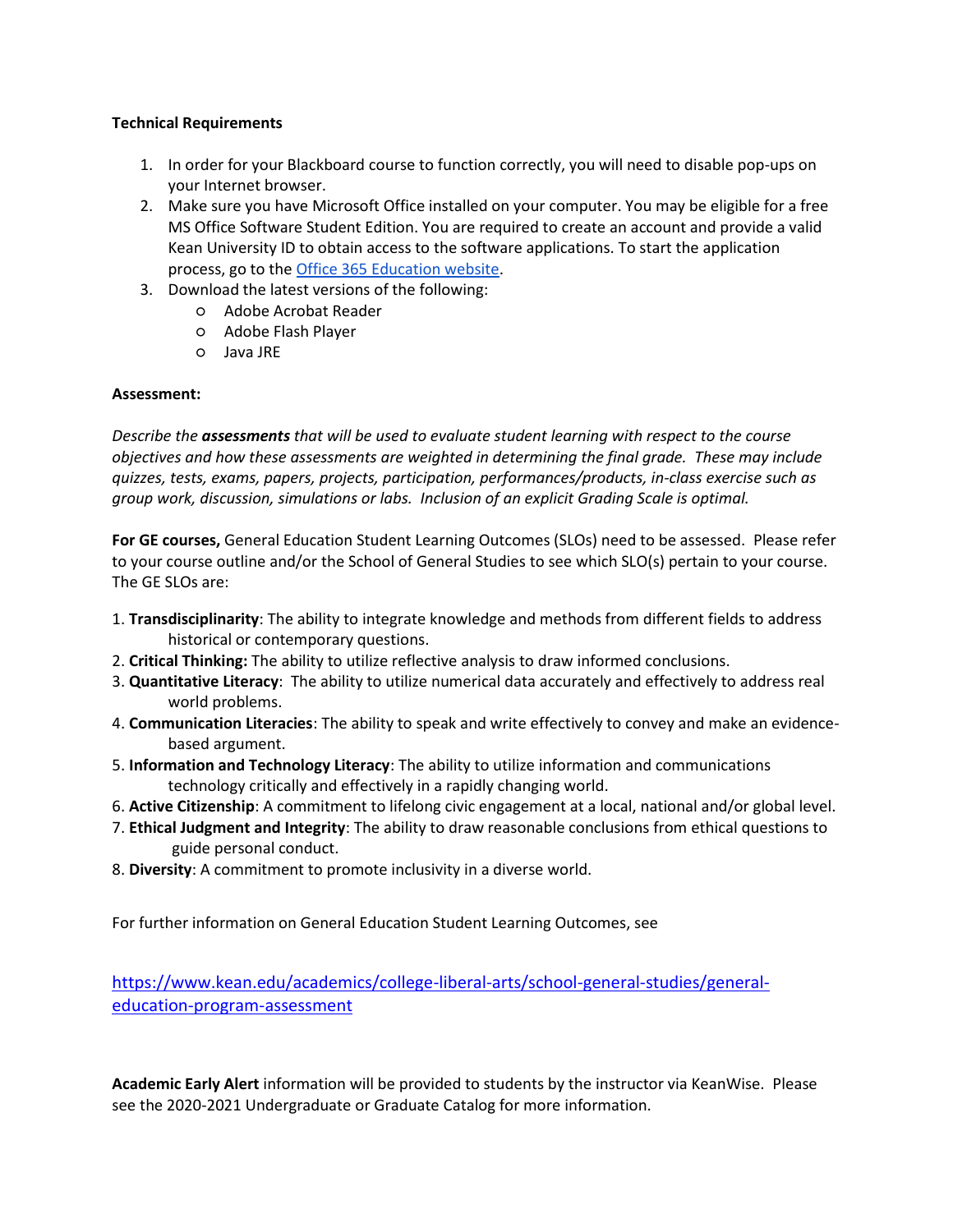**Technical Requirements**

1. In order for your Blackboard course to function correctly, you will need to disable pop-ups on your Internet browser.
2. Make sure you have Microsoft Office installed on your computer. You may be eligible for a free MS Office Software Student Edition. You are required to create an account and provide a valid Kean University ID to obtain access to the software applications. To start the application process, go to the [Office 365 Education website](#).
3. Download the latest versions of the following:
   - Adobe Acrobat Reader
   - Adobe Flash Player
   - Java JRE

**Assessment:**

*Describe the **assessments** that will be used to evaluate student learning with respect to the course objectives and how these assessments are weighted in determining the final grade. These may include quizzes, tests, exams, papers, projects, participation, performances/products, in-class exercise such as group work, discussion, simulations or labs. Inclusion of an explicit Grading Scale is optimal.*

**For GE courses,** General Education Student Learning Outcomes (SLOs) need to be assessed. Please refer to your course outline and/or the School of General Studies to see which SLO(s) pertain to your course. The GE SLOs are:

1. **Transdisciplinarity**: The ability to integrate knowledge and methods from different fields to address historical or contemporary questions.
2. **Critical Thinking:** The ability to utilize reflective analysis to draw informed conclusions.
3. **Quantitative Literacy**: The ability to utilize numerical data accurately and effectively to address real world problems.
4. **Communication Literacies**: The ability to speak and write effectively to convey and make an evidence-based argument.
5. **Information and Technology Literacy**: The ability to utilize information and communications technology critically and effectively in a rapidly changing world.
6. **Active Citizenship**: A commitment to lifelong civic engagement at a local, national and/or global level.
7. **Ethical Judgment and Integrity**: The ability to draw reasonable conclusions from ethical questions to guide personal conduct.
8. **Diversity**: A commitment to promote inclusivity in a diverse world.

For further information on General Education Student Learning Outcomes, see

https://www.kean.edu/academics/college-liberal-arts/school-general-studies/general-education-program-assessment

**Academic Early Alert** information will be provided to students by the instructor via KeanWise. Please see the 2020-2021 Undergraduate or Graduate Catalog for more information.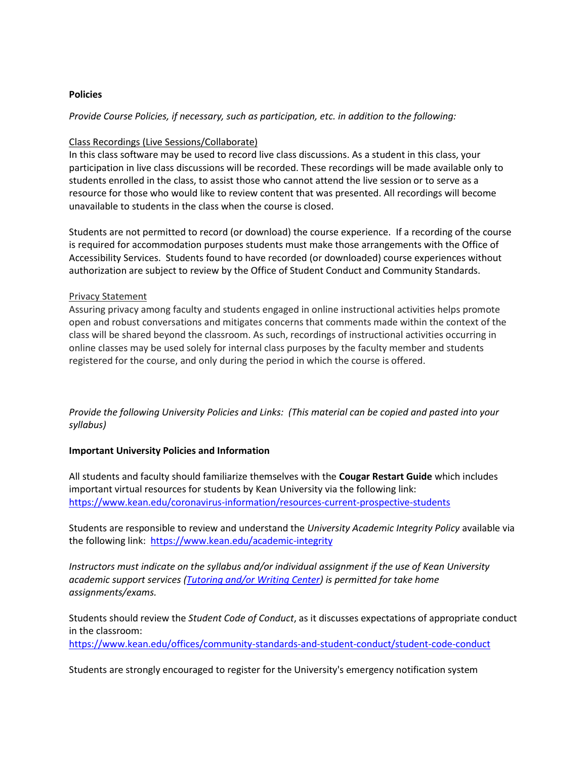**Policies**

*Provide Course Policies, if necessary, such as participation, etc. in addition to the following:*

Class Recordings (Live Sessions/Collaborate)

In this class software may be used to record live class discussions. As a student in this class, your participation in live class discussions will be recorded. These recordings will be made available only to students enrolled in the class, to assist those who cannot attend the live session or to serve as a resource for those who would like to review content that was presented. All recordings will become unavailable to students in the class when the course is closed.

Students are not permitted to record (or download) the course experience. If a recording of the course is required for accommodation purposes students must make those arrangements with the Office of Accessibility Services. Students found to have recorded (or downloaded) course experiences without authorization are subject to review by the Office of Student Conduct and Community Standards.

Privacy Statement

Assuring privacy among faculty and students engaged in online instructional activities helps promote open and robust conversations and mitigates concerns that comments made within the context of the class will be shared beyond the classroom. As such, recordings of instructional activities occurring in online classes may be used solely for internal class purposes by the faculty member and students registered for the course, and only during the period in which the course is offered.

*Provide the following University Policies and Links: (This material can be copied and pasted into your syllabus)*

**Important University Policies and Information**

All students and faculty should familiarize themselves with the **Cougar Restart Guide** which includes important virtual resources for students by Kean University via the following link: https://www.kean.edu/coronavirus-information/resources-current-prospective-students

Students are responsible to review and understand the *University Academic Integrity Policy* available via the following link: https://www.kean.edu/academic-integrity

*Instructors must indicate on the syllabus and/or individual assignment if the use of Kean University academic support services (Tutoring and/or Writing Center) is permitted for take home assignments/exams.*

Students should review the *Student Code of Conduct*, as it discusses expectations of appropriate conduct in the classroom: https://www.kean.edu/offices/community-standards-and-student-conduct/student-code-conduct

Students are strongly encouraged to register for the University's emergency notification system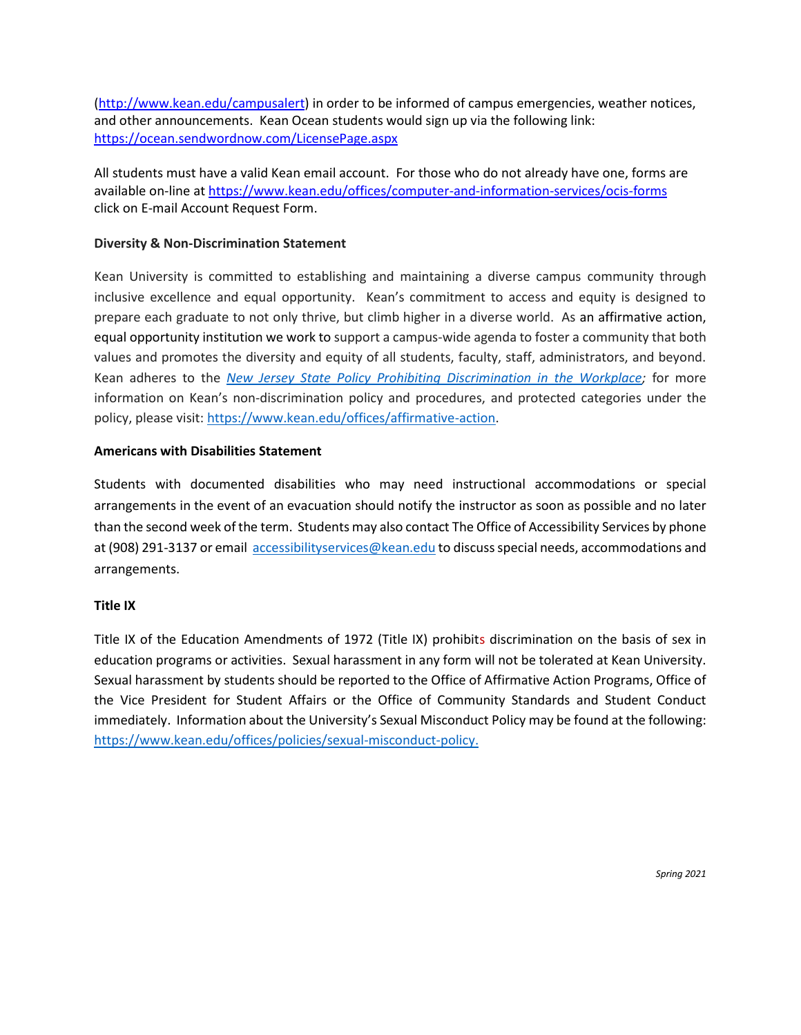(http://www.kean.edu/campusalert) in order to be informed of campus emergencies, weather notices, and other announcements. Kean Ocean students would sign up via the following link: https://ocean.sendwordnow.com/LicensePage.aspx

All students must have a valid Kean email account. For those who do not already have one, forms are available on-line at https://www.kean.edu/offices/computer-and-information-services/ocis-forms click on E-mail Account Request Form.

**Diversity & Non-Discrimination Statement**

Kean University is committed to establishing and maintaining a diverse campus community through inclusive excellence and equal opportunity. Kean's commitment to access and equity is designed to prepare each graduate to not only thrive, but climb higher in a diverse world. As an affirmative action, equal opportunity institution we work to support a campus-wide agenda to foster a community that both values and promotes the diversity and equity of all students, faculty, staff, administrators, and beyond. Kean adheres to the *New Jersey State Policy Prohibiting Discrimination in the Workplace;* for more information on Kean's non-discrimination policy and procedures, and protected categories under the policy, please visit: https://www.kean.edu/offices/affirmative-action.

**Americans with Disabilities Statement**

Students with documented disabilities who may need instructional accommodations or special arrangements in the event of an evacuation should notify the instructor as soon as possible and no later than the second week of the term. Students may also contact The Office of Accessibility Services by phone at (908) 291-3137 or email accessibilityservices@kean.edu to discuss special needs, accommodations and arrangements.

**Title IX**

Title IX of the Education Amendments of 1972 (Title IX) prohibits discrimination on the basis of sex in education programs or activities. Sexual harassment in any form will not be tolerated at Kean University. Sexual harassment by students should be reported to the Office of Affirmative Action Programs, Office of the Vice President for Student Affairs or the Office of Community Standards and Student Conduct immediately. Information about the University's Sexual Misconduct Policy may be found at the following: https://www.kean.edu/offices/policies/sexual-misconduct-policy.

*Spring 2021*